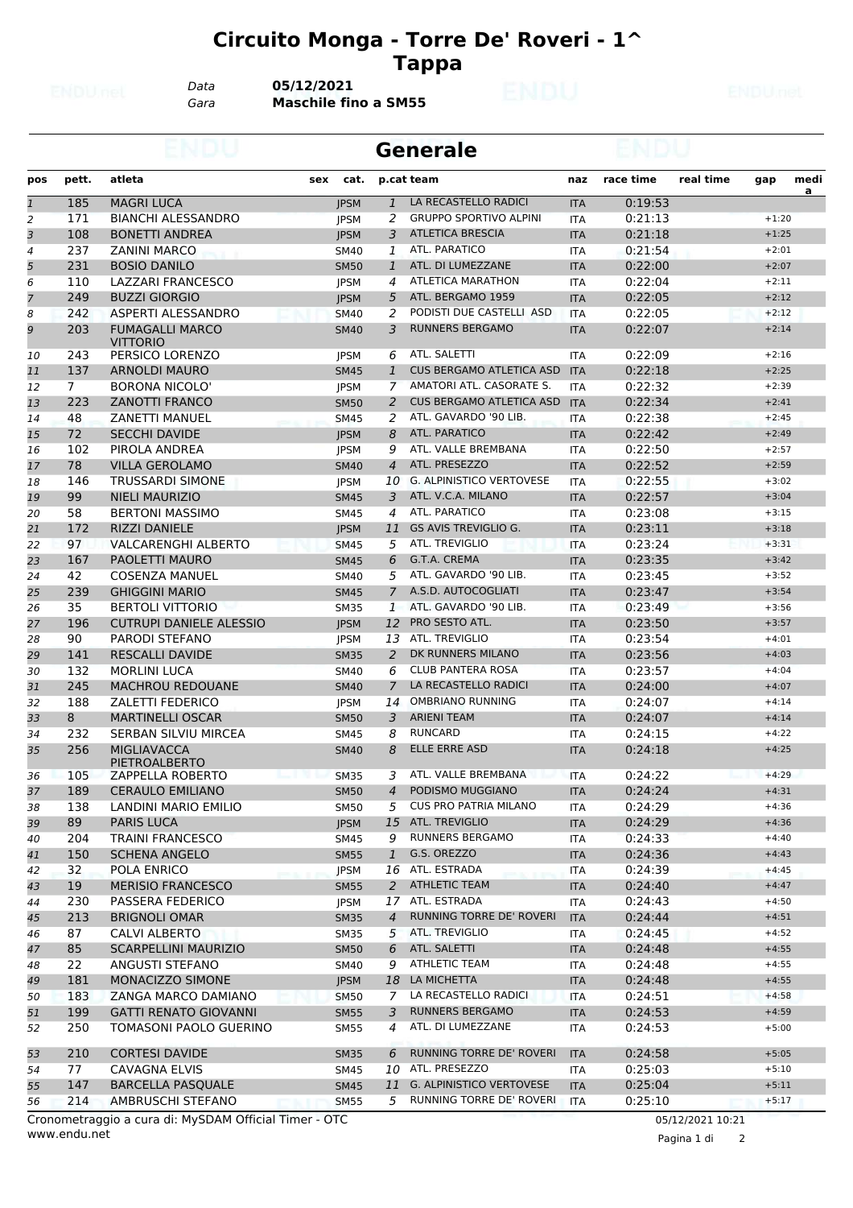# Circuito Monga - Torre De' Roveri - 1^ Tappa

*Data* **05/12/2021**
*Gara* **Maschile fino a SM55**

## Generale

| pos | pett. | atleta | sex | cat. | p.cat | team | naz | race time | real time | gap | media |
|---|---|---|---|---|---|---|---|---|---|---|---|
| 1 | 185 | MAGRI LUCA | | JPSM | 1 | LA RECASTELLO RADICI | ITA | 0:19:53 | | | |
| 2 | 171 | BIANCHI ALESSANDRO | | JPSM | 2 | GRUPPO SPORTIVO ALPINI | ITA | 0:21:13 | | +1:20 | |
| 3 | 108 | BONETTI ANDREA | | JPSM | 3 | ATLETICA BRESCIA | ITA | 0:21:18 | | +1:25 | |
| 4 | 237 | ZANINI MARCO | | SM40 | 1 | ATL. PARATICO | ITA | 0:21:54 | | +2:01 | |
| 5 | 231 | BOSIO DANILO | | SM50 | 1 | ATL. DI LUMEZZANE | ITA | 0:22:00 | | +2:07 | |
| 6 | 110 | LAZZARI FRANCESCO | | JPSM | 4 | ATLETICA MARATHON | ITA | 0:22:04 | | +2:11 | |
| 7 | 249 | BUZZI GIORGIO | | JPSM | 5 | ATL. BERGAMO 1959 | ITA | 0:22:05 | | +2:12 | |
| 8 | 242 | ASPERTI ALESSANDRO | | SM40 | 2 | PODISTI DUE CASTELLI ASD | ITA | 0:22:05 | | +2:12 | |
| 9 | 203 | FUMAGALLI MARCO VITTORIO | | SM40 | 3 | RUNNERS BERGAMO | ITA | 0:22:07 | | +2:14 | |
| 10 | 243 | PERSICO LORENZO | | JPSM | 6 | ATL. SALETTI | ITA | 0:22:09 | | +2:16 | |
| 11 | 137 | ARNOLDI MAURO | | SM45 | 1 | CUS BERGAMO ATLETICA ASD | ITA | 0:22:18 | | +2:25 | |
| 12 | 7 | BORONA NICOLO' | | JPSM | 7 | AMATORI ATL. CASORATE S. | ITA | 0:22:32 | | +2:39 | |
| 13 | 223 | ZANOTTI FRANCO | | SM50 | 2 | CUS BERGAMO ATLETICA ASD | ITA | 0:22:34 | | +2:41 | |
| 14 | 48 | ZANETTI MANUEL | | SM45 | 2 | ATL. GAVARDO '90 LIB. | ITA | 0:22:38 | | +2:45 | |
| 15 | 72 | SECCHI DAVIDE | | JPSM | 8 | ATL. PARATICO | ITA | 0:22:42 | | +2:49 | |
| 16 | 102 | PIROLA ANDREA | | JPSM | 9 | ATL. VALLE BREMBANA | ITA | 0:22:50 | | +2:57 | |
| 17 | 78 | VILLA GEROLAMO | | SM40 | 4 | ATL. PRESEZZO | ITA | 0:22:52 | | +2:59 | |
| 18 | 146 | TRUSSARDI SIMONE | | JPSM | 10 | G. ALPINISTICO VERTOVESE | ITA | 0:22:55 | | +3:02 | |
| 19 | 99 | NIELI MAURIZIO | | SM45 | 3 | ATL. V.C.A. MILANO | ITA | 0:22:57 | | +3:04 | |
| 20 | 58 | BERTONI MASSIMO | | SM45 | 4 | ATL. PARATICO | ITA | 0:23:08 | | +3:15 | |
| 21 | 172 | RIZZI DANIELE | | JPSM | 11 | GS AVIS TREVIGLIO G. | ITA | 0:23:11 | | +3:18 | |
| 22 | 97 | VALCARENGHI ALBERTO | | SM45 | 5 | ATL. TREVIGLIO | ITA | 0:23:24 | | +3:31 | |
| 23 | 167 | PAOLETTI MAURO | | SM45 | 6 | G.T.A. CREMA | ITA | 0:23:35 | | +3:42 | |
| 24 | 42 | COSENZA MANUEL | | SM40 | 5 | ATL. GAVARDO '90 LIB. | ITA | 0:23:45 | | +3:52 | |
| 25 | 239 | GHIGGINI MARIO | | SM45 | 7 | A.S.D. AUTOCOGLIATI | ITA | 0:23:47 | | +3:54 | |
| 26 | 35 | BERTOLI VITTORIO | | SM35 | 1 | ATL. GAVARDO '90 LIB. | ITA | 0:23:49 | | +3:56 | |
| 27 | 196 | CUTRUPI DANIELE ALESSIO | | JPSM | 12 | PRO SESTO ATL. | ITA | 0:23:50 | | +3:57 | |
| 28 | 90 | PARODI STEFANO | | JPSM | 13 | ATL. TREVIGLIO | ITA | 0:23:54 | | +4:01 | |
| 29 | 141 | RESCALLI DAVIDE | | SM35 | 2 | DK RUNNERS MILANO | ITA | 0:23:56 | | +4:03 | |
| 30 | 132 | MORLINI LUCA | | SM40 | 6 | CLUB PANTERA ROSA | ITA | 0:23:57 | | +4:04 | |
| 31 | 245 | MACHROU REDOUANE | | SM40 | 7 | LA RECASTELLO RADICI | ITA | 0:24:00 | | +4:07 | |
| 32 | 188 | ZALETTI FEDERICO | | JPSM | 14 | OMBRIANO RUNNING | ITA | 0:24:07 | | +4:14 | |
| 33 | 8 | MARTINELLI OSCAR | | SM50 | 3 | ARIENI TEAM | ITA | 0:24:07 | | +4:14 | |
| 34 | 232 | SERBAN SILVIU MIRCEA | | SM45 | 8 | RUNCARD | ITA | 0:24:15 | | +4:22 | |
| 35 | 256 | MIGLIAVACCA PIETROALBERTO | | SM40 | 8 | ELLE ERRE ASD | ITA | 0:24:18 | | +4:25 | |
| 36 | 105 | ZAPPELLA ROBERTO | | SM35 | 3 | ATL. VALLE BREMBANA | ITA | 0:24:22 | | +4:29 | |
| 37 | 189 | CERAULO EMILIANO | | SM50 | 4 | PODISMO MUGGIANO | ITA | 0:24:24 | | +4:31 | |
| 38 | 138 | LANDINI MARIO EMILIO | | SM50 | 5 | CUS PRO PATRIA MILANO | ITA | 0:24:29 | | +4:36 | |
| 39 | 89 | PARIS LUCA | | JPSM | 15 | ATL. TREVIGLIO | ITA | 0:24:29 | | +4:36 | |
| 40 | 204 | TRAINI FRANCESCO | | SM45 | 9 | RUNNERS BERGAMO | ITA | 0:24:33 | | +4:40 | |
| 41 | 150 | SCHENA ANGELO | | SM55 | 1 | G.S. OREZZO | ITA | 0:24:36 | | +4:43 | |
| 42 | 32 | POLA ENRICO | | JPSM | 16 | ATL. ESTRADA | ITA | 0:24:39 | | +4:45 | |
| 43 | 19 | MERISIO FRANCESCO | | SM55 | 2 | ATHLETIC TEAM | ITA | 0:24:40 | | +4:47 | |
| 44 | 230 | PASSERA FEDERICO | | JPSM | 17 | ATL. ESTRADA | ITA | 0:24:43 | | +4:50 | |
| 45 | 213 | BRIGNOLI OMAR | | SM35 | 4 | RUNNING TORRE DE' ROVERI | ITA | 0:24:44 | | +4:51 | |
| 46 | 87 | CALVI ALBERTO | | SM35 | 5 | ATL. TREVIGLIO | ITA | 0:24:45 | | +4:52 | |
| 47 | 85 | SCARPELLINI MAURIZIO | | SM50 | 6 | ATL. SALETTI | ITA | 0:24:48 | | +4:55 | |
| 48 | 22 | ANGUSTI STEFANO | | SM40 | 9 | ATHLETIC TEAM | ITA | 0:24:48 | | +4:55 | |
| 49 | 181 | MONACIZZO SIMONE | | JPSM | 18 | LA MICHETTA | ITA | 0:24:48 | | +4:55 | |
| 50 | 183 | ZANGA MARCO DAMIANO | | SM50 | 7 | LA RECASTELLO RADICI | ITA | 0:24:51 | | +4:58 | |
| 51 | 199 | GATTI RENATO GIOVANNI | | SM55 | 3 | RUNNERS BERGAMO | ITA | 0:24:53 | | +4:59 | |
| 52 | 250 | TOMASONI PAOLO GUERINO | | SM55 | 4 | ATL. DI LUMEZZANE | ITA | 0:24:53 | | +5:00 | |
| 53 | 210 | CORTESI DAVIDE | | SM35 | 6 | RUNNING TORRE DE' ROVERI | ITA | 0:24:58 | | +5:05 | |
| 54 | 77 | CAVAGNA ELVIS | | SM45 | 10 | ATL. PRESEZZO | ITA | 0:25:03 | | +5:10 | |
| 55 | 147 | BARCELLA PASQUALE | | SM45 | 11 | G. ALPINISTICO VERTOVESE | ITA | 0:25:04 | | +5:11 | |
| 56 | 214 | AMBRUSCHI STEFANO | | SM55 | 5 | RUNNING TORRE DE' ROVERI | ITA | 0:25:10 | | +5:17 | |

Cronometraggio a cura di: MySDAM Official Timer - OTC
www.endu.net

05/12/2021 10:21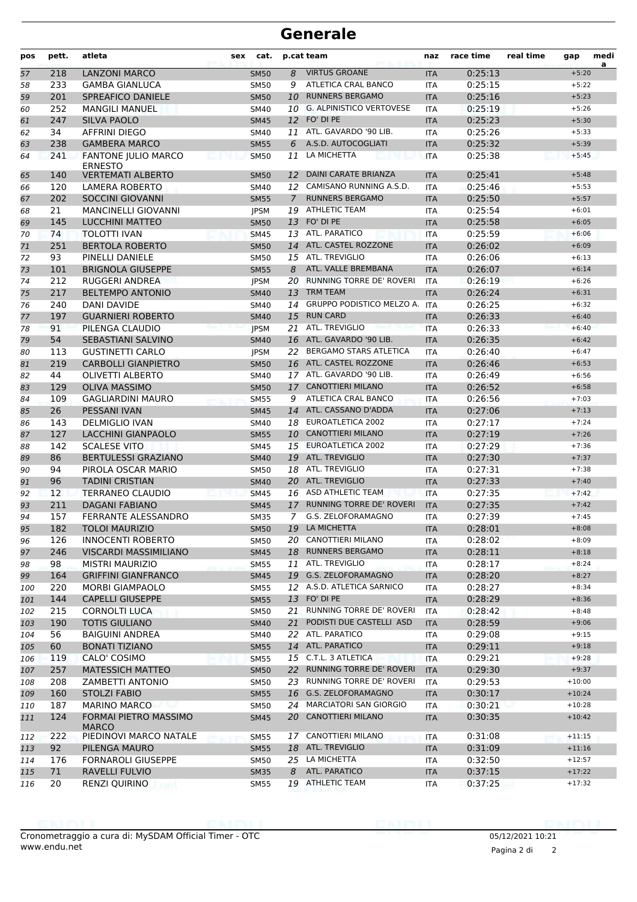# Generale

| pos | pett. | atleta | sex | cat. | p.cat | team | naz | race time | real time | gap | media |
|---|---|---|---|---|---|---|---|---|---|---|---|
| 57 | 218 | LANZONI MARCO | | SM50 | 8 | VIRTUS GROANE | ITA | 0:25:13 | | +5:20 | |
| 58 | 233 | GAMBA GIANLUCA | | SM50 | 9 | ATLETICA CRAL BANCO | ITA | 0:25:15 | | +5:22 | |
| 59 | 201 | SPREAFICO DANIELE | | SM50 | 10 | RUNNERS BERGAMO | ITA | 0:25:16 | | +5:23 | |
| 60 | 252 | MANGILI MANUEL | | SM40 | 10 | G. ALPINISTICO VERTOVESE | ITA | 0:25:19 | | +5:26 | |
| 61 | 247 | SILVA PAOLO | | SM45 | 12 | FO' DI PE | ITA | 0:25:23 | | +5:30 | |
| 62 | 34 | AFFRINI DIEGO | | SM40 | 11 | ATL. GAVARDO '90 LIB. | ITA | 0:25:26 | | +5:33 | |
| 63 | 238 | GAMBERA MARCO | | SM55 | 6 | A.S.D. AUTOCOGLIATI | ITA | 0:25:32 | | +5:39 | |
| 64 | 241 | FANTONE JULIO MARCO ERNESTO | | SM50 | 11 | LA MICHETTA | ITA | 0:25:38 | | +5:45 | |
| 65 | 140 | VERTEMATI ALBERTO | | SM50 | 12 | DAINI CARATE BRIANZA | ITA | 0:25:41 | | +5:48 | |
| 66 | 120 | LAMERA ROBERTO | | SM40 | 12 | CAMISANO RUNNING A.S.D. | ITA | 0:25:46 | | +5:53 | |
| 67 | 202 | SOCCINI GIOVANNI | | SM55 | 7 | RUNNERS BERGAMO | ITA | 0:25:50 | | +5:57 | |
| 68 | 21 | MANCINELLI GIOVANNI | | JPSM | 19 | ATHLETIC TEAM | ITA | 0:25:54 | | +6:01 | |
| 69 | 145 | LUCCHINI MATTEO | | SM50 | 13 | FO' DI PE | ITA | 0:25:58 | | +6:05 | |
| 70 | 74 | TOLOTTI IVAN | | SM45 | 13 | ATL. PARATICO | ITA | 0:25:59 | | +6:06 | |
| 71 | 251 | BERTOLA ROBERTO | | SM50 | 14 | ATL. CASTEL ROZZONE | ITA | 0:26:02 | | +6:09 | |
| 72 | 93 | PINELLI DANIELE | | SM50 | 15 | ATL. TREVIGLIO | ITA | 0:26:06 | | +6:13 | |
| 73 | 101 | BRIGNOLA GIUSEPPE | | SM55 | 8 | ATL. VALLE BREMBANA | ITA | 0:26:07 | | +6:14 | |
| 74 | 212 | RUGGERI ANDREA | | JPSM | 20 | RUNNING TORRE DE' ROVERI | ITA | 0:26:19 | | +6:26 | |
| 75 | 217 | BELTEMPO ANTONIO | | SM40 | 13 | TRM TEAM | ITA | 0:26:24 | | +6:31 | |
| 76 | 240 | DANI DAVIDE | | SM40 | 14 | GRUPPO PODISTICO MELZO A. | ITA | 0:26:25 | | +6:32 | |
| 77 | 197 | GUARNIERI ROBERTO | | SM40 | 15 | RUN CARD | ITA | 0:26:33 | | +6:40 | |
| 78 | 91 | PILENGA CLAUDIO | | JPSM | 21 | ATL. TREVIGLIO | ITA | 0:26:33 | | +6:40 | |
| 79 | 54 | SEBASTIANI SALVINO | | SM40 | 16 | ATL. GAVARDO '90 LIB. | ITA | 0:26:35 | | +6:42 | |
| 80 | 113 | GUSTINETTI CARLO | | JPSM | 22 | BERGAMO STARS ATLETICA | ITA | 0:26:40 | | +6:47 | |
| 81 | 219 | CARBOLLI GIANPIETRO | | SM50 | 16 | ATL. CASTEL ROZZONE | ITA | 0:26:46 | | +6:53 | |
| 82 | 44 | OLIVETTI ALBERTO | | SM40 | 17 | ATL. GAVARDO '90 LIB. | ITA | 0:26:49 | | +6:56 | |
| 83 | 129 | OLIVA MASSIMO | | SM50 | 17 | CANOTTIERI MILANO | ITA | 0:26:52 | | +6:58 | |
| 84 | 109 | GAGLIARDINI MAURO | | SM55 | 9 | ATLETICA CRAL BANCO | ITA | 0:26:56 | | +7:03 | |
| 85 | 26 | PESSANI IVAN | | SM45 | 14 | ATL. CASSANO D'ADDA | ITA | 0:27:06 | | +7:13 | |
| 86 | 143 | DELMIGLIO IVAN | | SM40 | 18 | EUROATLETICA 2002 | ITA | 0:27:17 | | +7:24 | |
| 87 | 127 | LACCHINI GIANPAOLO | | SM55 | 10 | CANOTTIERI MILANO | ITA | 0:27:19 | | +7:26 | |
| 88 | 142 | SCALESE VITO | | SM45 | 15 | EUROATLETICA 2002 | ITA | 0:27:29 | | +7:36 | |
| 89 | 86 | BERTULESSI GRAZIANO | | SM40 | 19 | ATL. TREVIGLIO | ITA | 0:27:30 | | +7:37 | |
| 90 | 94 | PIROLA OSCAR MARIO | | SM50 | 18 | ATL. TREVIGLIO | ITA | 0:27:31 | | +7:38 | |
| 91 | 96 | TADINI CRISTIAN | | SM40 | 20 | ATL. TREVIGLIO | ITA | 0:27:33 | | +7:40 | |
| 92 | 12 | TERRANEO CLAUDIO | | SM45 | 16 | ASD ATHLETIC TEAM | ITA | 0:27:35 | | +7:42 | |
| 93 | 211 | DAGANI FABIANO | | SM45 | 17 | RUNNING TORRE DE' ROVERI | ITA | 0:27:35 | | +7:42 | |
| 94 | 157 | FERRANTE ALESSANDRO | | SM35 | 7 | G.S. ZELOFORAMAGNO | ITA | 0:27:39 | | +7:45 | |
| 95 | 182 | TOLOI MAURIZIO | | SM50 | 19 | LA MICHETTA | ITA | 0:28:01 | | +8:08 | |
| 96 | 126 | INNOCENTI ROBERTO | | SM50 | 20 | CANOTTIERI MILANO | ITA | 0:28:02 | | +8:09 | |
| 97 | 246 | VISCARDI MASSIMILIANO | | SM45 | 18 | RUNNERS BERGAMO | ITA | 0:28:11 | | +8:18 | |
| 98 | 98 | MISTRI MAURIZIO | | SM55 | 11 | ATL. TREVIGLIO | ITA | 0:28:17 | | +8:24 | |
| 99 | 164 | GRIFFINI GIANFRANCO | | SM45 | 19 | G.S. ZELOFORAMAGNO | ITA | 0:28:20 | | +8:27 | |
| 100 | 220 | MORBI GIAMPAOLO | | SM55 | 12 | A.S.D. ATLETICA SARNICO | ITA | 0:28:27 | | +8:34 | |
| 101 | 144 | CAPELLI GIUSEPPE | | SM55 | 13 | FO' DI PE | ITA | 0:28:29 | | +8:36 | |
| 102 | 215 | CORNOLTI LUCA | | SM50 | 21 | RUNNING TORRE DE' ROVERI | ITA | 0:28:42 | | +8:48 | |
| 103 | 190 | TOTIS GIULIANO | | SM40 | 21 | PODISTI DUE CASTELLI ASD | ITA | 0:28:59 | | +9:06 | |
| 104 | 56 | BAIGUINI ANDREA | | SM40 | 22 | ATL. PARATICO | ITA | 0:29:08 | | +9:15 | |
| 105 | 60 | BONATI TIZIANO | | SM55 | 14 | ATL. PARATICO | ITA | 0:29:11 | | +9:18 | |
| 106 | 119 | CALO' COSIMO | | SM55 | 15 | C.T.L. 3 ATLETICA | ITA | 0:29:21 | | +9:28 | |
| 107 | 257 | MATESSICH MATTEO | | SM50 | 22 | RUNNING TORRE DE' ROVERI | ITA | 0:29:30 | | +9:37 | |
| 108 | 208 | ZAMBETTI ANTONIO | | SM50 | 23 | RUNNING TORRE DE' ROVERI | ITA | 0:29:53 | | +10:00 | |
| 109 | 160 | STOLZI FABIO | | SM55 | 16 | G.S. ZELOFORAMAGNO | ITA | 0:30:17 | | +10:24 | |
| 110 | 187 | MARINO MARCO | | SM50 | 24 | MARCIATORI SAN GIORGIO | ITA | 0:30:21 | | +10:28 | |
| 111 | 124 | FORMAI PIETRO MASSIMO MARCO | | SM45 | 20 | CANOTTIERI MILANO | ITA | 0:30:35 | | +10:42 | |
| 112 | 222 | PIEDINOVI MARCO NATALE | | SM55 | 17 | CANOTTIERI MILANO | ITA | 0:31:08 | | +11:15 | |
| 113 | 92 | PILENGA MAURO | | SM55 | 18 | ATL. TREVIGLIO | ITA | 0:31:09 | | +11:16 | |
| 114 | 176 | FORNAROLI GIUSEPPE | | SM50 | 25 | LA MICHETTA | ITA | 0:32:50 | | +12:57 | |
| 115 | 71 | RAVELLI FULVIO | | SM35 | 8 | ATL. PARATICO | ITA | 0:37:15 | | +17:22 | |
| 116 | 20 | RENZI QUIRINO | | SM55 | 19 | ATHLETIC TEAM | ITA | 0:37:25 | | +17:32 | |

Cronometraggio a cura di: MySDAM Official Timer - OTC
www.endu.net

05/12/2021 10:21